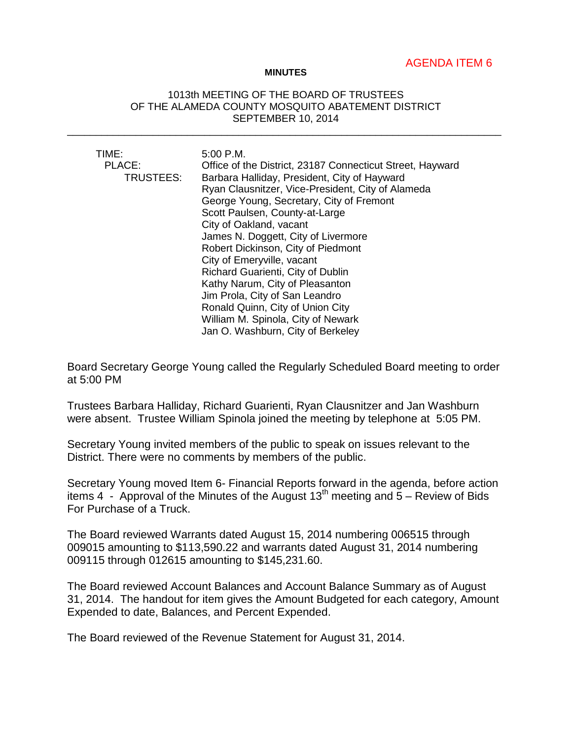AGENDA ITEM 6

**MINUTES**

1013th MEETING OF THE BOARD OF TRUSTEES
OF THE ALAMEDA COUNTY MOSQUITO ABATEMENT DISTRICT
SEPTEMBER 10, 2014

---

| | |
|---|---|
| TIME: | 5:00 P.M. |
| PLACE: | Office of the District, 23187 Connecticut Street, Hayward |
| TRUSTEES: | Barbara Halliday, President, City of Hayward |
| | Ryan Clausnitzer, Vice-President, City of Alameda |
| | George Young, Secretary, City of Fremont |
| | Scott Paulsen, County-at-Large |
| | City of Oakland, vacant |
| | James N. Doggett, City of Livermore |
| | Robert Dickinson, City of Piedmont |
| | City of Emeryville, vacant |
| | Richard Guarienti, City of Dublin |
| | Kathy Narum, City of Pleasanton |
| | Jim Prola, City of San Leandro |
| | Ronald Quinn, City of Union City |
| | William M. Spinola, City of Newark |
| | Jan O. Washburn, City of Berkeley |

Board Secretary George Young called the Regularly Scheduled Board meeting to order at 5:00 PM

Trustees Barbara Halliday, Richard Guarienti, Ryan Clausnitzer and Jan Washburn were absent. Trustee William Spinola joined the meeting by telephone at 5:05 PM.

Secretary Young invited members of the public to speak on issues relevant to the District. There were no comments by members of the public.

Secretary Young moved Item 6- Financial Reports forward in the agenda, before action items 4 - Approval of the Minutes of the August 13th meeting and 5 – Review of Bids For Purchase of a Truck.

The Board reviewed Warrants dated August 15, 2014 numbering 006515 through 009015 amounting to $113,590.22 and warrants dated August 31, 2014 numbering 009115 through 012615 amounting to $145,231.60.

The Board reviewed Account Balances and Account Balance Summary as of August 31, 2014. The handout for item gives the Amount Budgeted for each category, Amount Expended to date, Balances, and Percent Expended.

The Board reviewed of the Revenue Statement for August 31, 2014.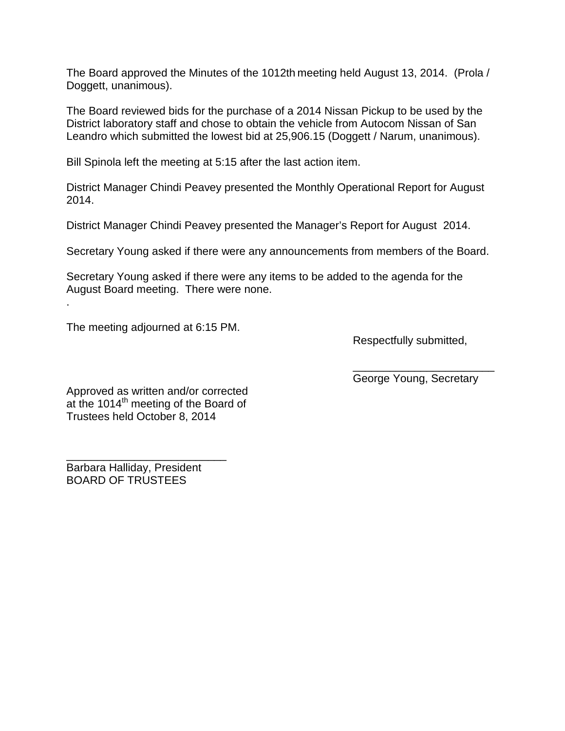The Board approved the Minutes of the 1012th meeting held August 13, 2014. (Prola / Doggett, unanimous).

The Board reviewed bids for the purchase of a 2014 Nissan Pickup to be used by the District laboratory staff and chose to obtain the vehicle from Autocom Nissan of San Leandro which submitted the lowest bid at 25,906.15 (Doggett / Narum, unanimous).

Bill Spinola left the meeting at 5:15 after the last action item.

District Manager Chindi Peavey presented the Monthly Operational Report for August 2014.

District Manager Chindi Peavey presented the Manager's Report for August 2014.

Secretary Young asked if there were any announcements from members of the Board.

Secretary Young asked if there were any items to be added to the agenda for the August Board meeting. There were none.

.

The meeting adjourned at 6:15 PM.

Respectfully submitted,

\_\_\_\_\_\_\_\_\_\_\_\_\_\_\_\_\_\_\_\_\_\_\_\_
George Young, Secretary

Approved as written and/or corrected at the 1014th meeting of the Board of Trustees held October 8, 2014

\_\_\_\_\_\_\_\_\_\_\_\_\_\_\_\_\_\_\_\_\_\_\_\_\_\_
Barbara Halliday, President
BOARD OF TRUSTEES